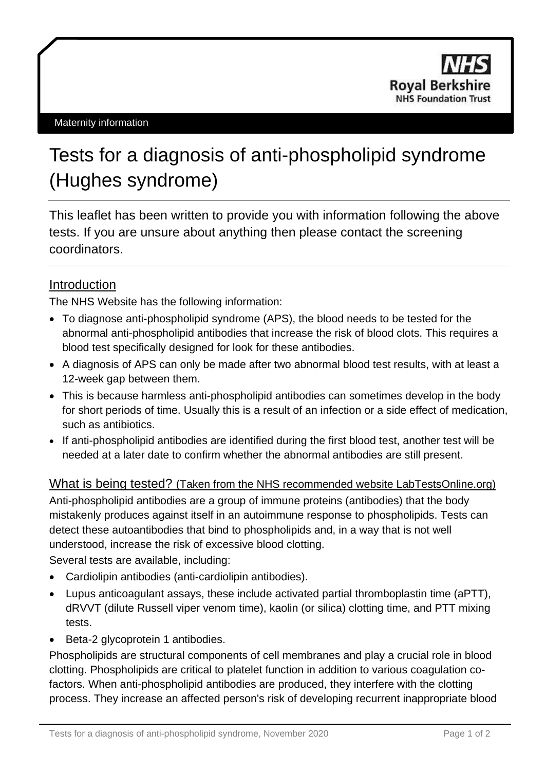Maternity information

# Tests for a diagnosis of anti-phospholipid syndrome (Hughes syndrome)

This leaflet has been written to provide you with information following the above tests. If you are unsure about anything then please contact the screening coordinators.

## Introduction

The NHS Website has the following information:

- To diagnose anti-phospholipid syndrome (APS), the blood needs to be tested for the abnormal anti-phospholipid antibodies that increase the risk of blood clots. This requires a blood test specifically designed for look for these antibodies.
- A diagnosis of APS can only be made after two abnormal blood test results, with at least a 12-week gap between them.
- This is because harmless anti-phospholipid antibodies can sometimes develop in the body for short periods of time. Usually this is a result of an infection or a side effect of medication, such as antibiotics.
- If anti-phospholipid antibodies are identified during the first blood test, another test will be needed at a later date to confirm whether the abnormal antibodies are still present.

## What is being tested? (Taken from the NHS recommended website LabTestsOnline.org)

Anti-phospholipid antibodies are a group of immune proteins (antibodies) that the body mistakenly produces against itself in an autoimmune response to phospholipids. Tests can detect these autoantibodies that bind to phospholipids and, in a way that is not well understood, increase the risk of excessive blood clotting.

Several tests are available, including:

- Cardiolipin antibodies (anti-cardiolipin antibodies).
- Lupus anticoagulant assays, these include activated partial thromboplastin time (aPTT), dRVVT (dilute Russell viper venom time), kaolin (or silica) clotting time, and PTT mixing tests.
- Beta-2 glycoprotein 1 antibodies.

Phospholipids are structural components of cell membranes and play a crucial role in blood clotting. Phospholipids are critical to platelet function in addition to various coagulation co-factors. When anti-phospholipid antibodies are produced, they interfere with the clotting process. They increase an affected person's risk of developing recurrent inappropriate blood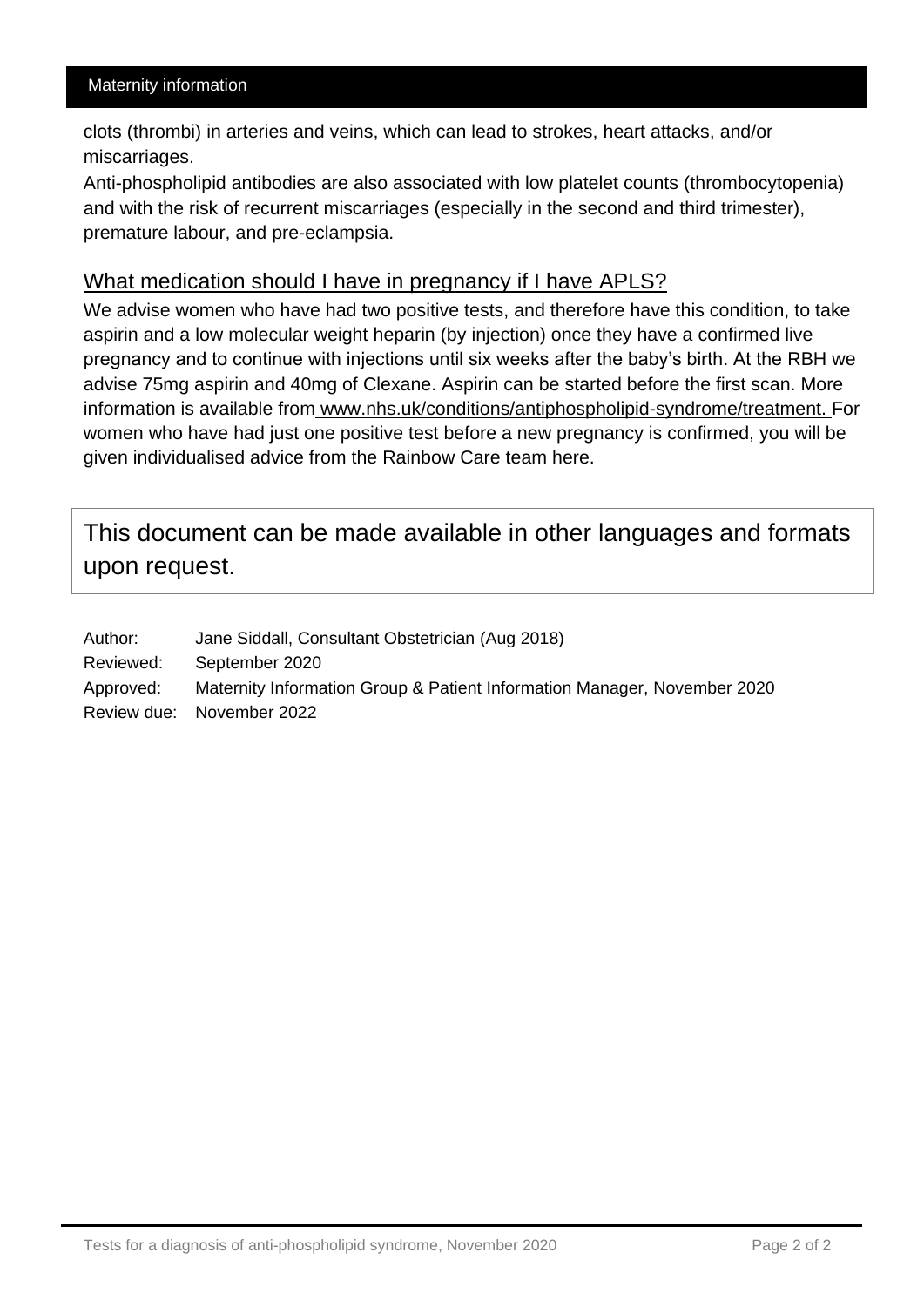clots (thrombi) in arteries and veins, which can lead to strokes, heart attacks, and/or miscarriages.

Anti-phospholipid antibodies are also associated with low platelet counts (thrombocytopenia) and with the risk of recurrent miscarriages (especially in the second and third trimester), premature labour, and pre-eclampsia.

## What medication should I have in pregnancy if I have APLS?

We advise women who have had two positive tests, and therefore have this condition, to take aspirin and a low molecular weight heparin (by injection) once they have a confirmed live pregnancy and to continue with injections until six weeks after the baby's birth. At the RBH we advise 75mg aspirin and 40mg of Clexane. Aspirin can be started before the first scan. More information is available from www.nhs.uk/conditions/antiphospholipid-syndrome/treatment. For women who have had just one positive test before a new pregnancy is confirmed, you will be given individualised advice from the Rainbow Care team here.

This document can be made available in other languages and formats upon request.

Author: Jane Siddall, Consultant Obstetrician (Aug 2018)
Reviewed: September 2020
Approved: Maternity Information Group & Patient Information Manager, November 2020
Review due: November 2022